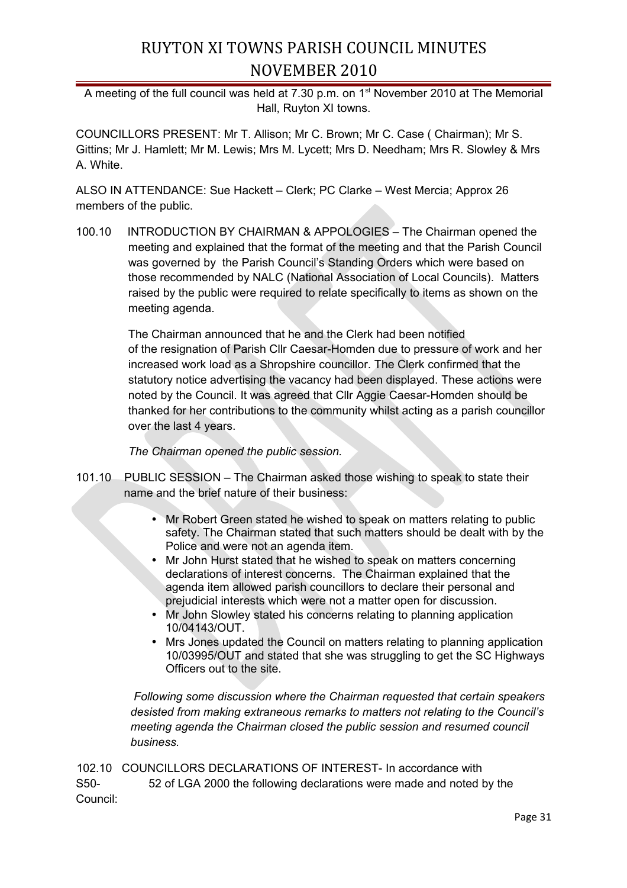# RUYTON XI TOWNS PARISH COUNCIL MINUTES NOVEMBER 2010

A meeting of the full council was held at 7.30 p.m. on 1st November 2010 at The Memorial Hall, Ruyton XI towns.

COUNCILLORS PRESENT: Mr T. Allison; Mr C. Brown; Mr C. Case ( Chairman); Mr S. Gittins; Mr J. Hamlett; Mr M. Lewis; Mrs M. Lycett; Mrs D. Needham; Mrs R. Slowley & Mrs A. White.

ALSO IN ATTENDANCE: Sue Hackett – Clerk; PC Clarke – West Mercia; Approx 26 members of the public.

100.10 INTRODUCTION BY CHAIRMAN & APPOLOGIES – The Chairman opened the meeting and explained that the format of the meeting and that the Parish Council was governed by the Parish Council's Standing Orders which were based on those recommended by NALC (National Association of Local Councils). Matters raised by the public were required to relate specifically to items as shown on the meeting agenda.

The Chairman announced that he and the Clerk had been notified of the resignation of Parish Cllr Caesar-Homden due to pressure of work and her increased work load as a Shropshire councillor. The Clerk confirmed that the statutory notice advertising the vacancy had been displayed. These actions were noted by the Council. It was agreed that Cllr Aggie Caesar-Homden should be thanked for her contributions to the community whilst acting as a parish councillor over the last 4 years.

*The Chairman opened the public session.*

101.10 PUBLIC SESSION – The Chairman asked those wishing to speak to state their name and the brief nature of their business:

- Mr Robert Green stated he wished to speak on matters relating to public safety. The Chairman stated that such matters should be dealt with by the Police and were not an agenda item.
- Mr John Hurst stated that he wished to speak on matters concerning declarations of interest concerns. The Chairman explained that the agenda item allowed parish councillors to declare their personal and prejudicial interests which were not a matter open for discussion.
- Mr John Slowley stated his concerns relating to planning application 10/04143/OUT.
- Mrs Jones updated the Council on matters relating to planning application 10/03995/OUT and stated that she was struggling to get the SC Highways Officers out to the site.

*Following some discussion where the Chairman requested that certain speakers desisted from making extraneous remarks to matters not relating to the Council's meeting agenda the Chairman closed the public session and resumed council business.*

102.10 COUNCILLORS DECLARATIONS OF INTEREST- In accordance with S50- 52 of LGA 2000 the following declarations were made and noted by the Council: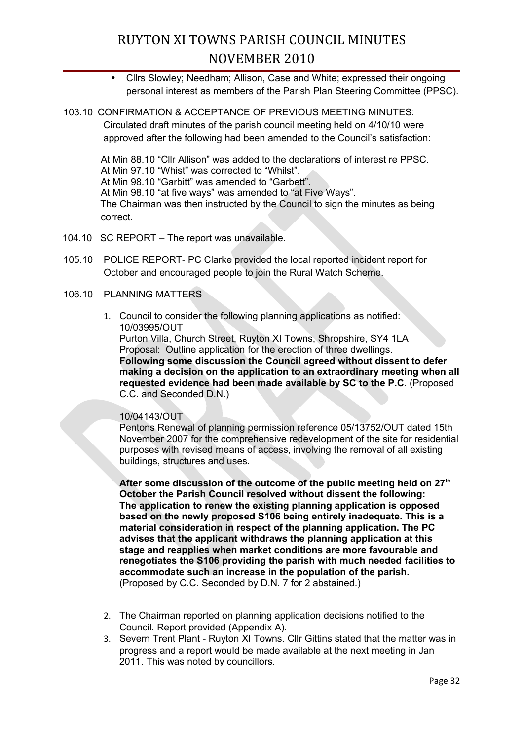- Cllrs Slowley; Needham; Allison, Case and White; expressed their ongoing personal interest as members of the Parish Plan Steering Committee (PPSC).

103.10 CONFIRMATION & ACCEPTANCE OF PREVIOUS MEETING MINUTES:
Circulated draft minutes of the parish council meeting held on 4/10/10 were approved after the following had been amended to the Council's satisfaction:

At Min 88.10 "Cllr Allison" was added to the declarations of interest re PPSC.
At Min 97.10 "Whist" was corrected to "Whilst".
At Min 98.10 "Garbitt" was amended to "Garbett".
At Min 98.10 "at five ways" was amended to "at Five Ways".
The Chairman was then instructed by the Council to sign the minutes as being correct.

104.10 SC REPORT – The report was unavailable.

105.10 POLICE REPORT- PC Clarke provided the local reported incident report for October and encouraged people to join the Rural Watch Scheme.

106.10 PLANNING MATTERS

1. Council to consider the following planning applications as notified:
   10/03995/OUT
   Purton Villa, Church Street, Ruyton XI Towns, Shropshire, SY4 1LA
   Proposal: Outline application for the erection of three dwellings.
   **Following some discussion the Council agreed without dissent to defer making a decision on the application to an extraordinary meeting when all requested evidence had been made available by SC to the P.C**. (Proposed C.C. and Seconded D.N.)

   10/04143/OUT
   Pentons Renewal of planning permission reference 05/13752/OUT dated 15th November 2007 for the comprehensive redevelopment of the site for residential purposes with revised means of access, involving the removal of all existing buildings, structures and uses.

   **After some discussion of the outcome of the public meeting held on 27th October the Parish Council resolved without dissent the following: The application to renew the existing planning application is opposed based on the newly proposed S106 being entirely inadequate. This is a material consideration in respect of the planning application. The PC advises that the applicant withdraws the planning application at this stage and reapplies when market conditions are more favourable and renegotiates the S106 providing the parish with much needed facilities to accommodate such an increase in the population of the parish.**
   (Proposed by C.C. Seconded by D.N. 7 for 2 abstained.)

2. The Chairman reported on planning application decisions notified to the Council. Report provided (Appendix A).
3. Severn Trent Plant - Ruyton XI Towns. Cllr Gittins stated that the matter was in progress and a report would be made available at the next meeting in Jan 2011. This was noted by councillors.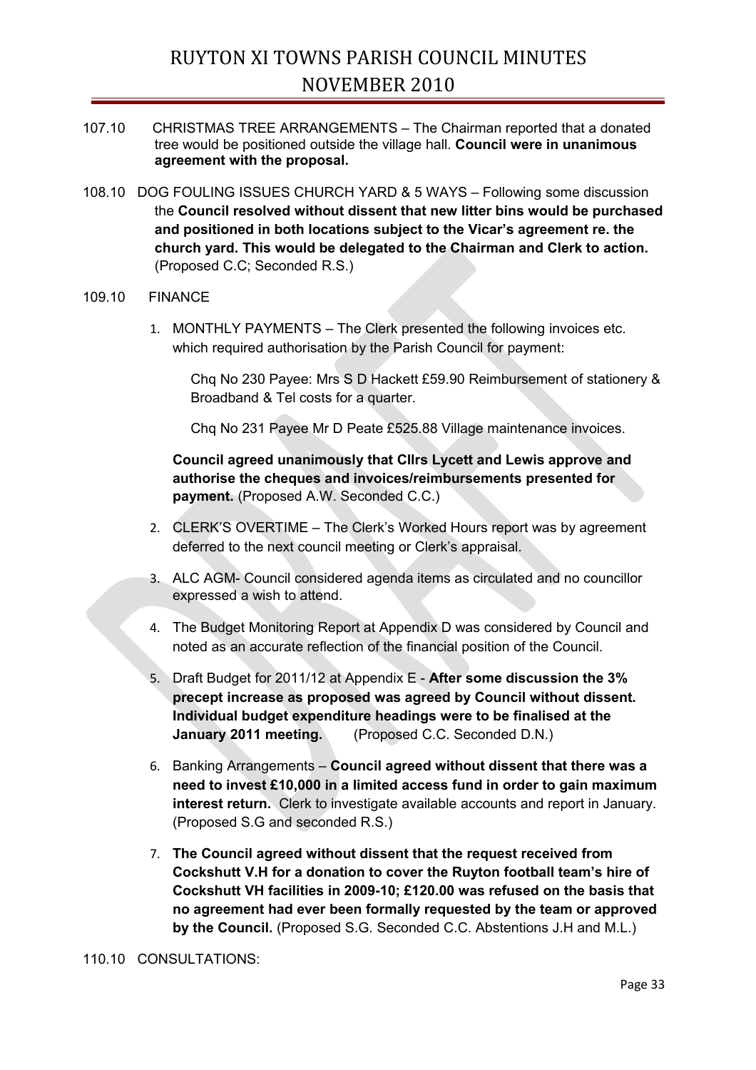107.10 CHRISTMAS TREE ARRANGEMENTS – The Chairman reported that a donated tree would be positioned outside the village hall. **Council were in unanimous agreement with the proposal.**

108.10 DOG FOULING ISSUES CHURCH YARD & 5 WAYS – Following some discussion the **Council resolved without dissent that new litter bins would be purchased and positioned in both locations subject to the Vicar's agreement re. the church yard. This would be delegated to the Chairman and Clerk to action.** (Proposed C.C; Seconded R.S.)

109.10 FINANCE

1. MONTHLY PAYMENTS – The Clerk presented the following invoices etc. which required authorisation by the Parish Council for payment:

   Chq No 230 Payee: Mrs S D Hackett £59.90 Reimbursement of stationery & Broadband & Tel costs for a quarter.

   Chq No 231 Payee Mr D Peate £525.88 Village maintenance invoices.

   **Council agreed unanimously that Cllrs Lycett and Lewis approve and authorise the cheques and invoices/reimbursements presented for payment.** (Proposed A.W. Seconded C.C.)

2. CLERK'S OVERTIME – The Clerk's Worked Hours report was by agreement deferred to the next council meeting or Clerk's appraisal.

3. ALC AGM- Council considered agenda items as circulated and no councillor expressed a wish to attend.

4. The Budget Monitoring Report at Appendix D was considered by Council and noted as an accurate reflection of the financial position of the Council.

5. Draft Budget for 2011/12 at Appendix E - **After some discussion the 3% precept increase as proposed was agreed by Council without dissent. Individual budget expenditure headings were to be finalised at the January 2011 meeting.** (Proposed C.C. Seconded D.N.)

6. Banking Arrangements – **Council agreed without dissent that there was a need to invest £10,000 in a limited access fund in order to gain maximum interest return.** Clerk to investigate available accounts and report in January. (Proposed S.G and seconded R.S.)

7. **The Council agreed without dissent that the request received from Cockshutt V.H for a donation to cover the Ruyton football team's hire of Cockshutt VH facilities in 2009-10; £120.00 was refused on the basis that no agreement had ever been formally requested by the team or approved by the Council.** (Proposed S.G. Seconded C.C. Abstentions J.H and M.L.)

110.10 CONSULTATIONS: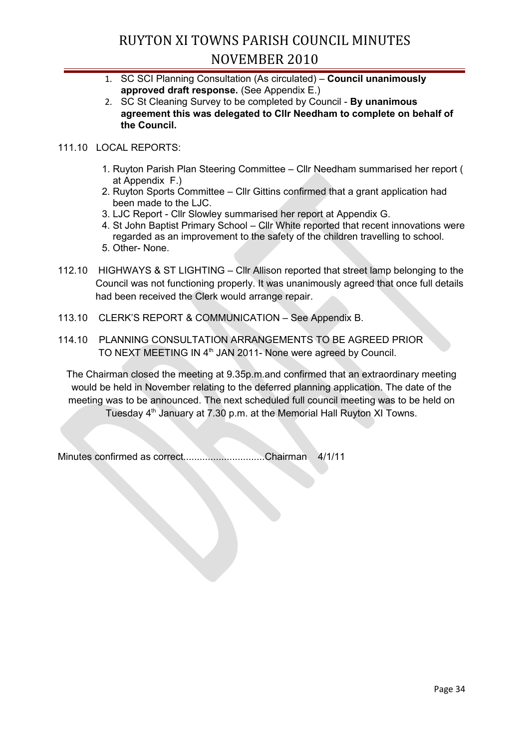1. SC SCI Planning Consultation (As circulated) – **Council unanimously approved draft response.** (See Appendix E.)
2. SC St Cleaning Survey to be completed by Council - **By unanimous agreement this was delegated to Cllr Needham to complete on behalf of the Council.**

111.10 LOCAL REPORTS:

1. Ruyton Parish Plan Steering Committee – Cllr Needham summarised her report ( at Appendix F.)
2. Ruyton Sports Committee – Cllr Gittins confirmed that a grant application had been made to the LJC.
3. LJC Report - Cllr Slowley summarised her report at Appendix G.
4. St John Baptist Primary School – Cllr White reported that recent innovations were regarded as an improvement to the safety of the children travelling to school.
5. Other- None.

112.10 HIGHWAYS & ST LIGHTING – Cllr Allison reported that street lamp belonging to the Council was not functioning properly. It was unanimously agreed that once full details had been received the Clerk would arrange repair.

113.10 CLERK'S REPORT & COMMUNICATION – See Appendix B.

114.10 PLANNING CONSULTATION ARRANGEMENTS TO BE AGREED PRIOR TO NEXT MEETING IN 4th JAN 2011- None were agreed by Council.

The Chairman closed the meeting at 9.35p.m.and confirmed that an extraordinary meeting would be held in November relating to the deferred planning application. The date of the meeting was to be announced. The next scheduled full council meeting was to be held on Tuesday 4th January at 7.30 p.m. at the Memorial Hall Ruyton XI Towns.

Minutes confirmed as correct..............................Chairman 4/1/11